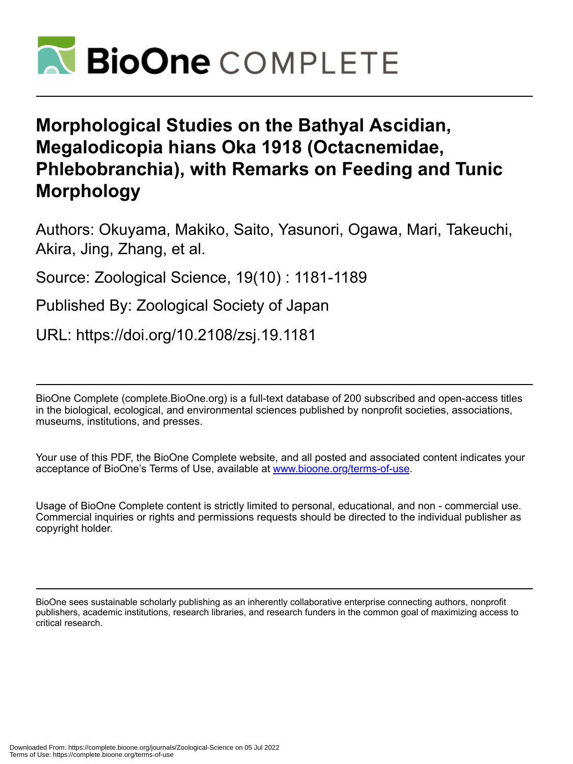# Morphological Studies on the Bathyal Ascidian, Megalodicopia hians Oka 1918 (Octacnemidae, Phlebobranchia), with Remarks on Feeding and Tunic Morphology

Authors: Okuyama, Makiko, Saito, Yasunori, Ogawa, Mari, Takeuchi, Akira, Jing, Zhang, et al.

Source: Zoological Science, 19(10) : 1181-1189

Published By: Zoological Society of Japan

URL: https://doi.org/10.2108/zsj.19.1181

BioOne Complete (complete.BioOne.org) is a full-text database of 200 subscribed and open-access titles in the biological, ecological, and environmental sciences published by nonprofit societies, associations, museums, institutions, and presses.

Your use of this PDF, the BioOne Complete website, and all posted and associated content indicates your acceptance of BioOne's Terms of Use, available at www.bioone.org/terms-of-use.

Usage of BioOne Complete content is strictly limited to personal, educational, and non - commercial use. Commercial inquiries or rights and permissions requests should be directed to the individual publisher as copyright holder.

BioOne sees sustainable scholarly publishing as an inherently collaborative enterprise connecting authors, nonprofit publishers, academic institutions, research libraries, and research funders in the common goal of maximizing access to critical research.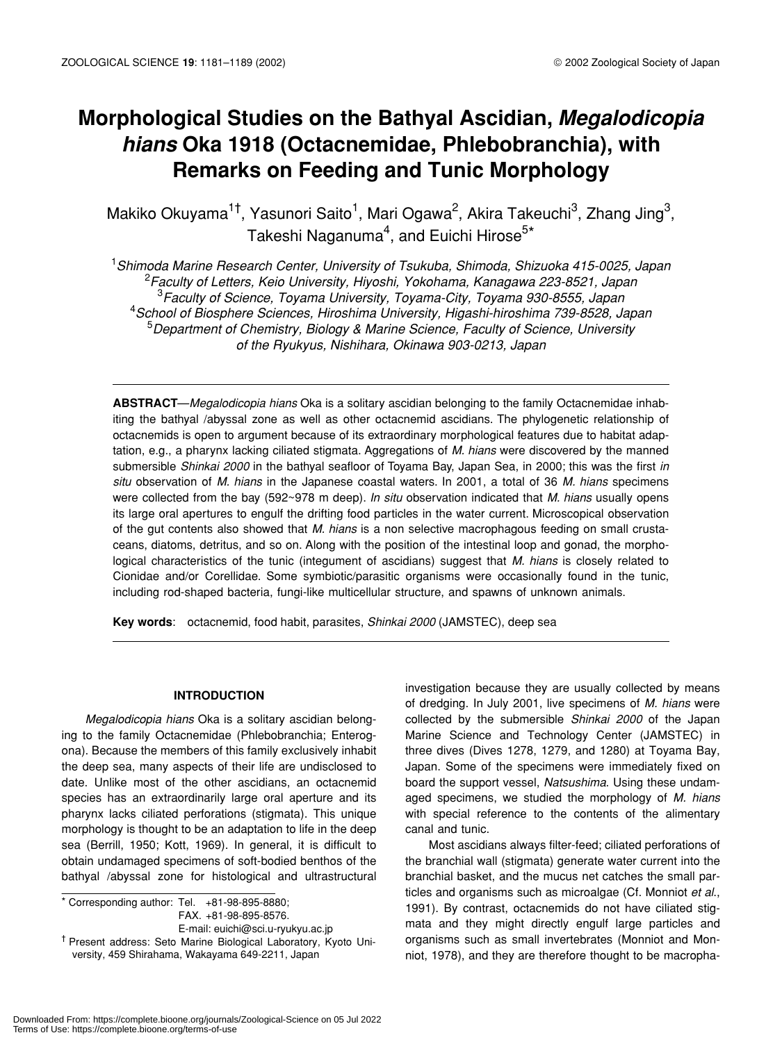# Morphological Studies on the Bathyal Ascidian, *Megalodicopia hians* Oka 1918 (Octacnemidae, Phlebobranchia), with Remarks on Feeding and Tunic Morphology

Makiko Okuyama[1†], Yasunori Saito[1], Mari Ogawa[2], Akira Takeuchi[3], Zhang Jing[3], Takeshi Naganuma[4], and Euichi Hirose[5*]

[1]*Shimoda Marine Research Center, University of Tsukuba, Shimoda, Shizuoka 415-0025, Japan*
[2]*Faculty of Letters, Keio University, Hiyoshi, Yokohama, Kanagawa 223-8521, Japan*
[3]*Faculty of Science, Toyama University, Toyama-City, Toyama 930-8555, Japan*
[4]*School of Biosphere Sciences, Hiroshima University, Higashi-hiroshima 739-8528, Japan*
[5]*Department of Chemistry, Biology & Marine Science, Faculty of Science, University of the Ryukyus, Nishihara, Okinawa 903-0213, Japan*

**ABSTRACT**—*Megalodicopia hians* Oka is a solitary ascidian belonging to the family Octacnemidae inhabiting the bathyal /abyssal zone as well as other octacnemid ascidians. The phylogenetic relationship of octacnemids is open to argument because of its extraordinary morphological features due to habitat adaptation, e.g., a pharynx lacking ciliated stigmata. Aggregations of *M. hians* were discovered by the manned submersible *Shinkai 2000* in the bathyal seafloor of Toyama Bay, Japan Sea, in 2000; this was the first *in situ* observation of *M. hians* in the Japanese coastal waters. In 2001, a total of 36 *M. hians* specimens were collected from the bay (592~978 m deep). *In situ* observation indicated that *M. hians* usually opens its large oral apertures to engulf the drifting food particles in the water current. Microscopical observation of the gut contents also showed that *M. hians* is a non selective macrophagous feeding on small crustaceans, diatoms, detritus, and so on. Along with the position of the intestinal loop and gonad, the morphological characteristics of the tunic (integument of ascidians) suggest that *M. hians* is closely related to Cionidae and/or Corellidae. Some symbiotic/parasitic organisms were occasionally found in the tunic, including rod-shaped bacteria, fungi-like multicellular structure, and spawns of unknown animals.

**Key words**: octacnemid, food habit, parasites, *Shinkai 2000* (JAMSTEC), deep sea

## INTRODUCTION

*Megalodicopia hians* Oka is a solitary ascidian belonging to the family Octacnemidae (Phlebobranchia; Enterogona). Because the members of this family exclusively inhabit the deep sea, many aspects of their life are undisclosed to date. Unlike most of the other ascidians, an octacnemid species has an extraordinarily large oral aperture and its pharynx lacks ciliated perforations (stigmata). This unique morphology is thought to be an adaptation to life in the deep sea (Berrill, 1950; Kott, 1969). In general, it is difficult to obtain undamaged specimens of soft-bodied benthos of the bathyal /abyssal zone for histological and ultrastructural investigation because they are usually collected by means of dredging. In July 2001, live specimens of *M. hians* were collected by the submersible *Shinkai 2000* of the Japan Marine Science and Technology Center (JAMSTEC) in three dives (Dives 1278, 1279, and 1280) at Toyama Bay, Japan. Some of the specimens were immediately fixed on board the support vessel, *Natsushima*. Using these undamaged specimens, we studied the morphology of *M. hians* with special reference to the contents of the alimentary canal and tunic.

Most ascidians always filter-feed; ciliated perforations of the branchial wall (stigmata) generate water current into the branchial basket, and the mucus net catches the small particles and organisms such as microalgae (Cf. Monniot *et al.*, 1991). By contrast, octacnemids do not have ciliated stigmata and they might directly engulf large particles and organisms such as small invertebrates (Monniot and Monniot, 1978), and they are therefore thought to be macropha-

\* Corresponding author: Tel. +81-98-895-8880;
FAX. +81-98-895-8576.
E-mail: euichi@sci.u-ryukyu.ac.jp

† Present address: Seto Marine Biological Laboratory, Kyoto University, 459 Shirahama, Wakayama 649-2211, Japan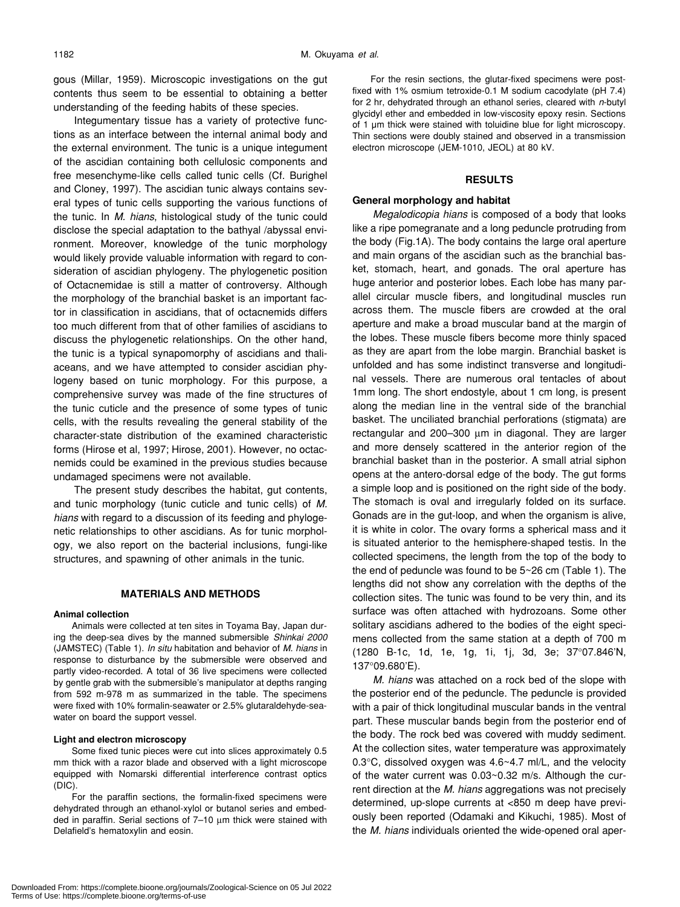gous (Millar, 1959). Microscopic investigations on the gut contents thus seem to be essential to obtaining a better understanding of the feeding habits of these species.

Integumentary tissue has a variety of protective functions as an interface between the internal animal body and the external environment. The tunic is a unique integument of the ascidian containing both cellulosic components and free mesenchyme-like cells called tunic cells (Cf. Burighel and Cloney, 1997). The ascidian tunic always contains several types of tunic cells supporting the various functions of the tunic. In *M. hians*, histological study of the tunic could disclose the special adaptation to the bathyal /abyssal environment. Moreover, knowledge of the tunic morphology would likely provide valuable information with regard to consideration of ascidian phylogeny. The phylogenetic position of Octacnemidae is still a matter of controversy. Although the morphology of the branchial basket is an important factor in classification in ascidians, that of octacnemids differs too much different from that of other families of ascidians to discuss the phylogenetic relationships. On the other hand, the tunic is a typical synapomorphy of ascidians and thaliaceans, and we have attempted to consider ascidian phylogeny based on tunic morphology. For this purpose, a comprehensive survey was made of the fine structures of the tunic cuticle and the presence of some types of tunic cells, with the results revealing the general stability of the character-state distribution of the examined characteristic forms (Hirose et al, 1997; Hirose, 2001). However, no octacnemids could be examined in the previous studies because undamaged specimens were not available.

The present study describes the habitat, gut contents, and tunic morphology (tunic cuticle and tunic cells) of *M. hians* with regard to a discussion of its feeding and phylogenetic relationships to other ascidians. As for tunic morphology, we also report on the bacterial inclusions, fungi-like structures, and spawning of other animals in the tunic.

## MATERIALS AND METHODS

### Animal collection

Animals were collected at ten sites in Toyama Bay, Japan during the deep-sea dives by the manned submersible *Shinkai 2000* (JAMSTEC) (Table 1). *In situ* habitation and behavior of *M. hians* in response to disturbance by the submersible were observed and partly video-recorded. A total of 36 live specimens were collected by gentle grab with the submersible's manipulator at depths ranging from 592 m-978 m as summarized in the table. The specimens were fixed with 10% formalin-seawater or 2.5% glutaraldehyde-seawater on board the support vessel.

### Light and electron microscopy

Some fixed tunic pieces were cut into slices approximately 0.5 mm thick with a razor blade and observed with a light microscope equipped with Nomarski differential interference contrast optics (DIC).

For the paraffin sections, the formalin-fixed specimens were dehydrated through an ethanol-xylol or butanol series and embedded in paraffin. Serial sections of 7–10 µm thick were stained with Delafield's hematoxylin and eosin.

For the resin sections, the glutar-fixed specimens were post-fixed with 1% osmium tetroxide-0.1 M sodium cacodylate (pH 7.4) for 2 hr, dehydrated through an ethanol series, cleared with *n*-butyl glycidyl ether and embedded in low-viscosity epoxy resin. Sections of 1 µm thick were stained with toluidine blue for light microscopy. Thin sections were doubly stained and observed in a transmission electron microscope (JEM-1010, JEOL) at 80 kV.

## RESULTS

### General morphology and habitat

*Megalodicopia hians* is composed of a body that looks like a ripe pomegranate and a long peduncle protruding from the body (Fig.1A). The body contains the large oral aperture and main organs of the ascidian such as the branchial basket, stomach, heart, and gonads. The oral aperture has huge anterior and posterior lobes. Each lobe has many parallel circular muscle fibers, and longitudinal muscles run across them. The muscle fibers are crowded at the oral aperture and make a broad muscular band at the margin of the lobes. These muscle fibers become more thinly spaced as they are apart from the lobe margin. Branchial basket is unfolded and has some indistinct transverse and longitudinal vessels. There are numerous oral tentacles of about 1mm long. The short endostyle, about 1 cm long, is present along the median line in the ventral side of the branchial basket. The unciliated branchial perforations (stigmata) are rectangular and 200–300 µm in diagonal. They are larger and more densely scattered in the anterior region of the branchial basket than in the posterior. A small atrial siphon opens at the antero-dorsal edge of the body. The gut forms a simple loop and is positioned on the right side of the body. The stomach is oval and irregularly folded on its surface. Gonads are in the gut-loop, and when the organism is alive, it is white in color. The ovary forms a spherical mass and it is situated anterior to the hemisphere-shaped testis. In the collected specimens, the length from the top of the body to the end of peduncle was found to be 5~26 cm (Table 1). The lengths did not show any correlation with the depths of the collection sites. The tunic was found to be very thin, and its surface was often attached with hydrozoans. Some other solitary ascidians adhered to the bodies of the eight specimens collected from the same station at a depth of 700 m (1280 B-1c, 1d, 1e, 1g, 1i, 1j, 3d, 3e; 37°07.846'N, 137°09.680'E).

*M. hians* was attached on a rock bed of the slope with the posterior end of the peduncle. The peduncle is provided with a pair of thick longitudinal muscular bands in the ventral part. These muscular bands begin from the posterior end of the body. The rock bed was covered with muddy sediment. At the collection sites, water temperature was approximately 0.3°C, dissolved oxygen was 4.6~4.7 ml/L, and the velocity of the water current was 0.03~0.32 m/s. Although the current direction at the *M. hians* aggregations was not precisely determined, up-slope currents at <850 m deep have previously been reported (Odamaki and Kikuchi, 1985). Most of the *M. hians* individuals oriented the wide-opened oral aper-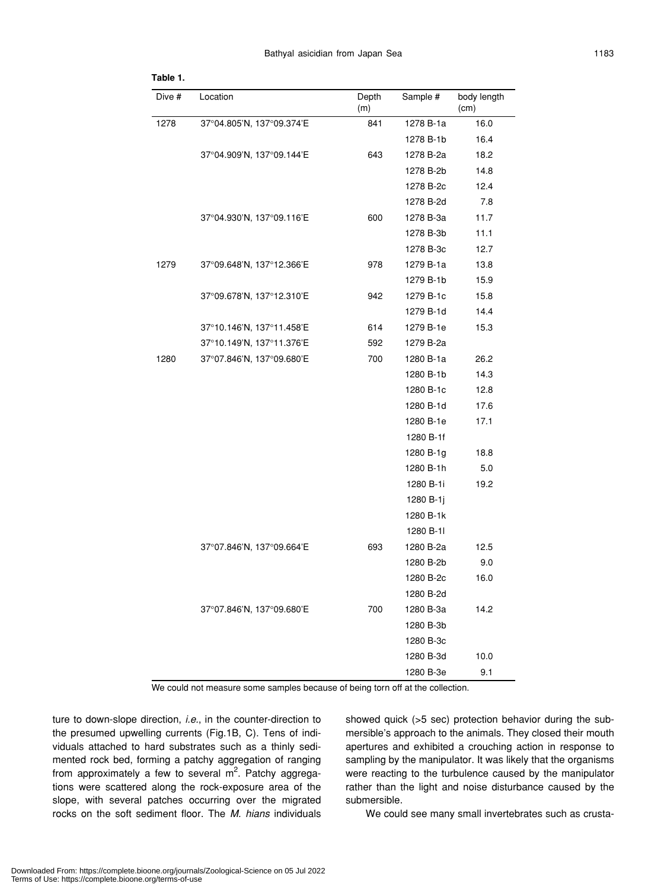**Table 1.**

| Dive # | Location | Depth (m) | Sample # | body length (cm) |
|---|---|---|---|---|
| 1278 | 37°04.805'N, 137°09.374'E | 841 | 1278 B-1a | 16.0 |
| | | | 1278 B-1b | 16.4 |
| | 37°04.909'N, 137°09.144'E | 643 | 1278 B-2a | 18.2 |
| | | | 1278 B-2b | 14.8 |
| | | | 1278 B-2c | 12.4 |
| | | | 1278 B-2d | 7.8 |
| | 37°04.930'N, 137°09.116'E | 600 | 1278 B-3a | 11.7 |
| | | | 1278 B-3b | 11.1 |
| | | | 1278 B-3c | 12.7 |
| 1279 | 37°09.648'N, 137°12.366'E | 978 | 1279 B-1a | 13.8 |
| | | | 1279 B-1b | 15.9 |
| | 37°09.678'N, 137°12.310'E | 942 | 1279 B-1c | 15.8 |
| | | | 1279 B-1d | 14.4 |
| | 37°10.146'N, 137°11.458'E | 614 | 1279 B-1e | 15.3 |
| | 37°10.149'N, 137°11.376'E | 592 | 1279 B-2a | |
| 1280 | 37°07.846'N, 137°09.680'E | 700 | 1280 B-1a | 26.2 |
| | | | 1280 B-1b | 14.3 |
| | | | 1280 B-1c | 12.8 |
| | | | 1280 B-1d | 17.6 |
| | | | 1280 B-1e | 17.1 |
| | | | 1280 B-1f | |
| | | | 1280 B-1g | 18.8 |
| | | | 1280 B-1h | 5.0 |
| | | | 1280 B-1i | 19.2 |
| | | | 1280 B-1j | |
| | | | 1280 B-1k | |
| | | | 1280 B-1l | |
| | 37°07.846'N, 137°09.664'E | 693 | 1280 B-2a | 12.5 |
| | | | 1280 B-2b | 9.0 |
| | | | 1280 B-2c | 16.0 |
| | | | 1280 B-2d | |
| | 37°07.846'N, 137°09.680'E | 700 | 1280 B-3a | 14.2 |
| | | | 1280 B-3b | |
| | | | 1280 B-3c | |
| | | | 1280 B-3d | 10.0 |
| | | | 1280 B-3e | 9.1 |

We could not measure some samples because of being torn off at the collection.

ture to down-slope direction, *i.e.*, in the counter-direction to the presumed upwelling currents (Fig.1B, C). Tens of individuals attached to hard substrates such as a thinly sedimented rock bed, forming a patchy aggregation of ranging from approximately a few to several m$^2$. Patchy aggregations were scattered along the rock-exposure area of the slope, with several patches occurring over the migrated rocks on the soft sediment floor. The *M. hians* individuals showed quick (>5 sec) protection behavior during the submersible's approach to the animals. They closed their mouth apertures and exhibited a crouching action in response to sampling by the manipulator. It was likely that the organisms were reacting to the turbulence caused by the manipulator rather than the light and noise disturbance caused by the submersible.

We could see many small invertebrates such as crusta-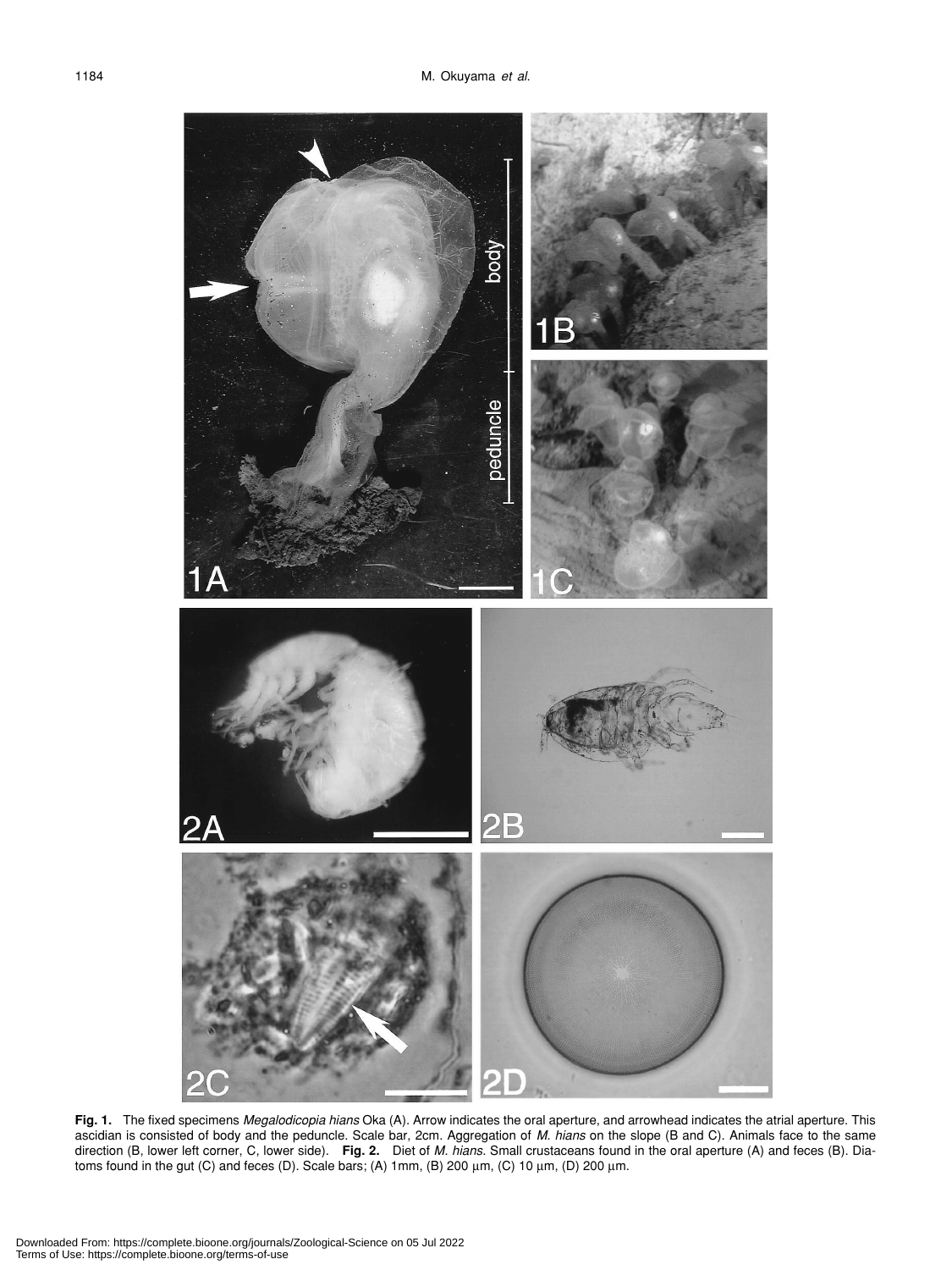**Fig. 1.** The fixed specimens *Megalodicopia hians* Oka (A). Arrow indicates the oral aperture, and arrowhead indicates the atrial aperture. This ascidian is consisted of body and the peduncle. Scale bar, 2cm. Aggregation of *M. hians* on the slope (B and C). Animals face to the same direction (B, lower left corner, C, lower side). **Fig. 2.** Diet of *M. hians*. Small crustaceans found in the oral aperture (A) and feces (B). Diatoms found in the gut (C) and feces (D). Scale bars; (A) 1mm, (B) 200 μm, (C) 10 μm, (D) 200 μm.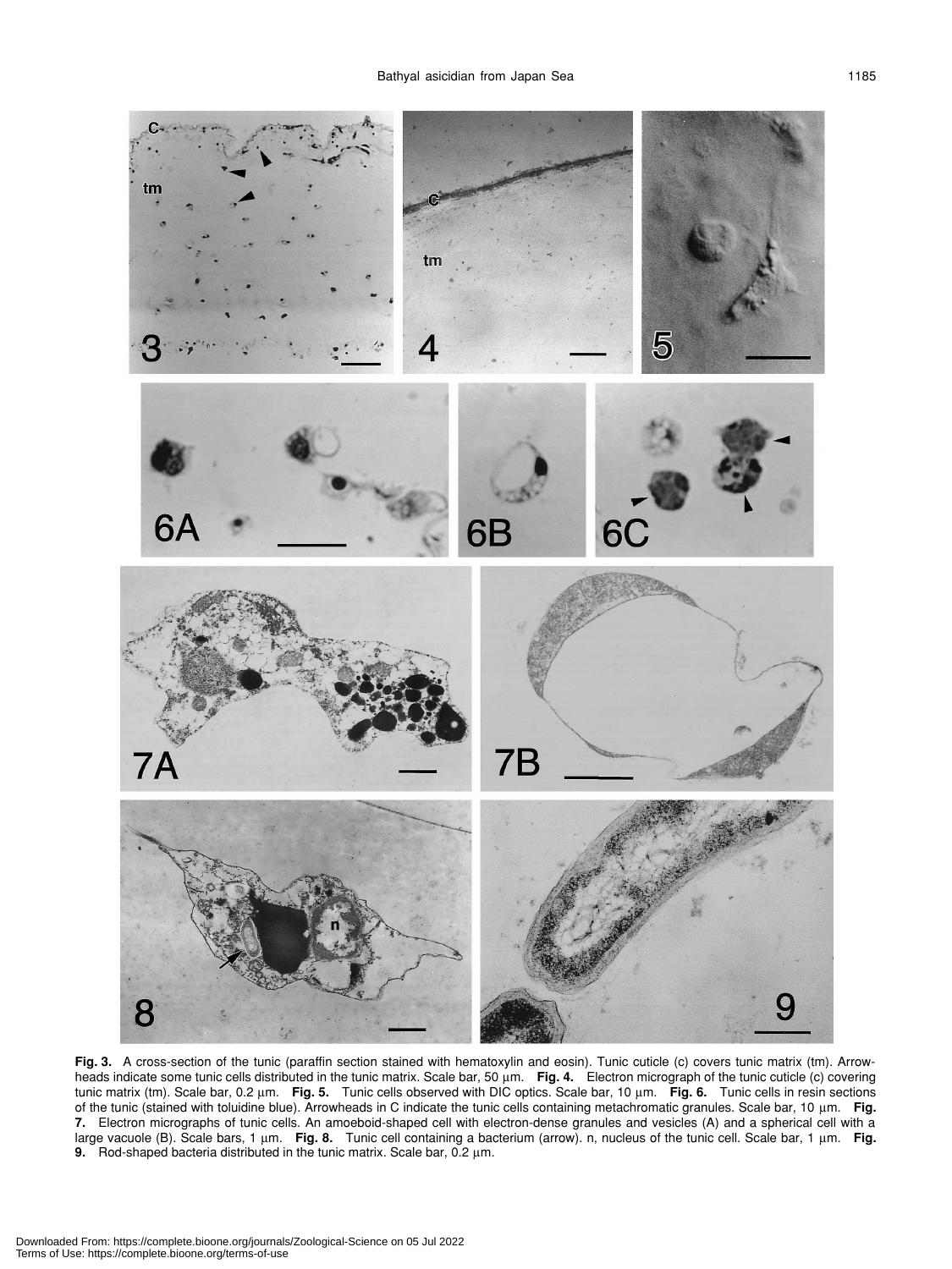**Fig. 3.** A cross-section of the tunic (paraffin section stained with hematoxylin and eosin). Tunic cuticle (c) covers tunic matrix (tm). Arrowheads indicate some tunic cells distributed in the tunic matrix. Scale bar, 50 μm. **Fig. 4.** Electron micrograph of the tunic cuticle (c) covering tunic matrix (tm). Scale bar, 0.2 μm. **Fig. 5.** Tunic cells observed with DIC optics. Scale bar, 10 μm. **Fig. 6.** Tunic cells in resin sections of the tunic (stained with toluidine blue). Arrowheads in C indicate the tunic cells containing metachromatic granules. Scale bar, 10 μm. **Fig. 7.** Electron micrographs of tunic cells. An amoeboid-shaped cell with electron-dense granules and vesicles (A) and a spherical cell with a large vacuole (B). Scale bars, 1 μm. **Fig. 8.** Tunic cell containing a bacterium (arrow). n, nucleus of the tunic cell. Scale bar, 1 μm. **Fig. 9.** Rod-shaped bacteria distributed in the tunic matrix. Scale bar, 0.2 μm.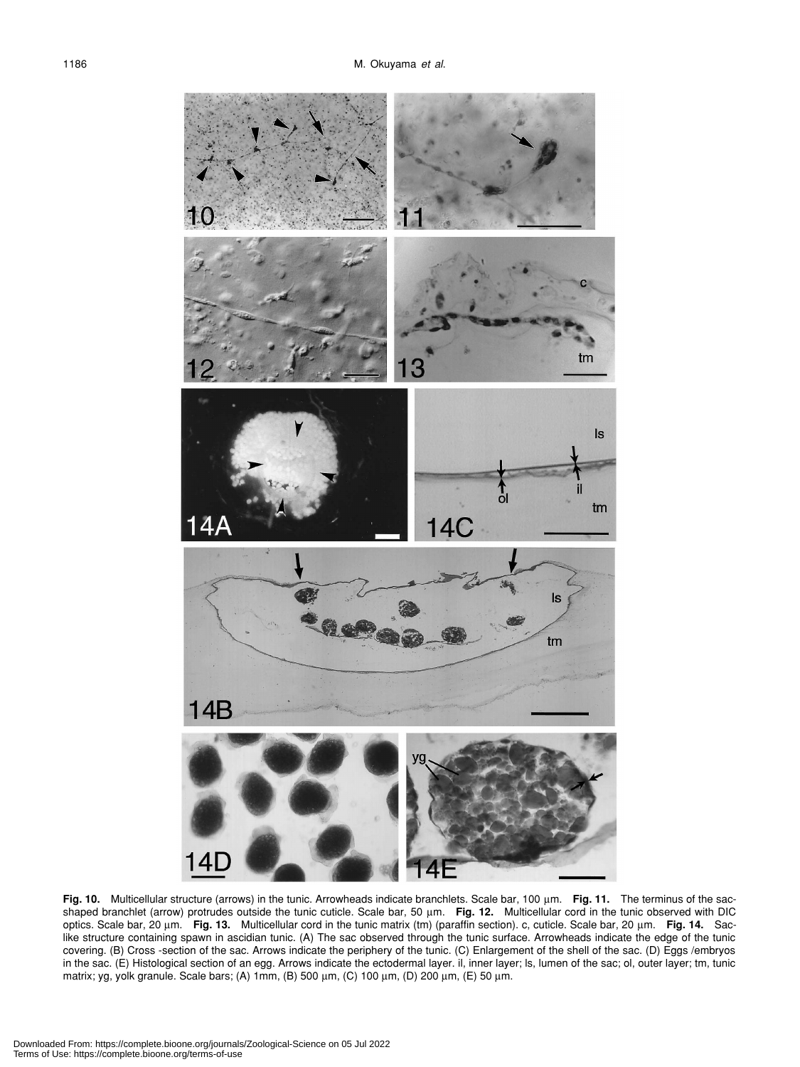**Fig. 10.** Multicellular structure (arrows) in the tunic. Arrowheads indicate branchlets. Scale bar, 100 µm. **Fig. 11.** The terminus of the sac-shaped branchlet (arrow) protrudes outside the tunic cuticle. Scale bar, 50 µm. **Fig. 12.** Multicellular cord in the tunic observed with DIC optics. Scale bar, 20 µm. **Fig. 13.** Multicellular cord in the tunic matrix (tm) (paraffin section). c, cuticle. Scale bar, 20 µm. **Fig. 14.** Sac-like structure containing spawn in ascidian tunic. (A) The sac observed through the tunic surface. Arrowheads indicate the edge of the tunic covering. (B) Cross -section of the sac. Arrows indicate the periphery of the tunic. (C) Enlargement of the shell of the sac. (D) Eggs /embryos in the sac. (E) Histological section of an egg. Arrows indicate the ectodermal layer. il, inner layer; ls, lumen of the sac; ol, outer layer; tm, tunic matrix; yg, yolk granule. Scale bars; (A) 1mm, (B) 500 µm, (C) 100 µm, (D) 200 µm, (E) 50 µm.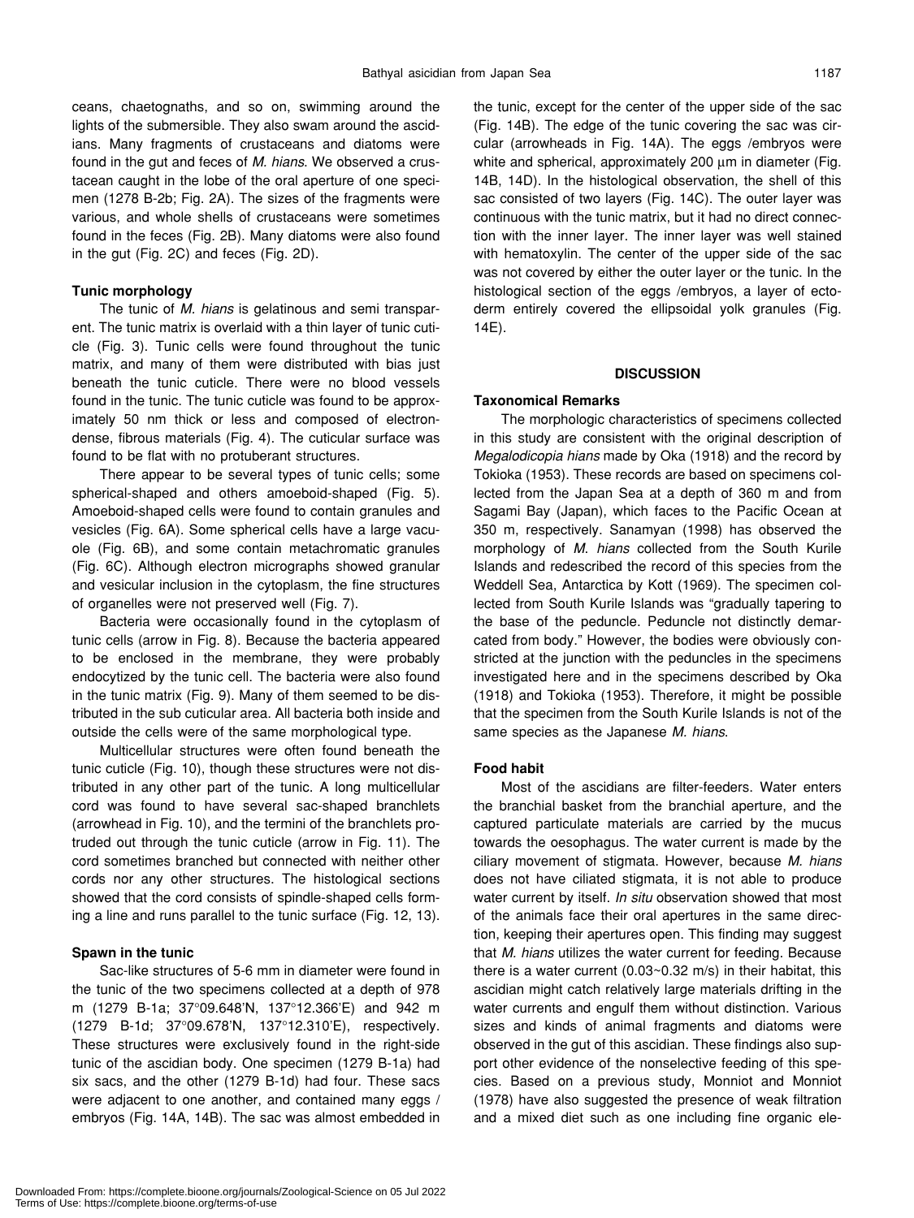ceans, chaetognaths, and so on, swimming around the lights of the submersible. They also swam around the ascidians. Many fragments of crustaceans and diatoms were found in the gut and feces of *M. hians*. We observed a crustacean caught in the lobe of the oral aperture of one specimen (1278 B-2b; Fig. 2A). The sizes of the fragments were various, and whole shells of crustaceans were sometimes found in the feces (Fig. 2B). Many diatoms were also found in the gut (Fig. 2C) and feces (Fig. 2D).

### Tunic morphology

The tunic of *M. hians* is gelatinous and semi transparent. The tunic matrix is overlaid with a thin layer of tunic cuticle (Fig. 3). Tunic cells were found throughout the tunic matrix, and many of them were distributed with bias just beneath the tunic cuticle. There were no blood vessels found in the tunic. The tunic cuticle was found to be approximately 50 nm thick or less and composed of electron-dense, fibrous materials (Fig. 4). The cuticular surface was found to be flat with no protuberant structures.

There appear to be several types of tunic cells; some spherical-shaped and others amoeboid-shaped (Fig. 5). Amoeboid-shaped cells were found to contain granules and vesicles (Fig. 6A). Some spherical cells have a large vacuole (Fig. 6B), and some contain metachromatic granules (Fig. 6C). Although electron micrographs showed granular and vesicular inclusion in the cytoplasm, the fine structures of organelles were not preserved well (Fig. 7).

Bacteria were occasionally found in the cytoplasm of tunic cells (arrow in Fig. 8). Because the bacteria appeared to be enclosed in the membrane, they were probably endocytized by the tunic cell. The bacteria were also found in the tunic matrix (Fig. 9). Many of them seemed to be distributed in the sub cuticular area. All bacteria both inside and outside the cells were of the same morphological type.

Multicellular structures were often found beneath the tunic cuticle (Fig. 10), though these structures were not distributed in any other part of the tunic. A long multicellular cord was found to have several sac-shaped branchlets (arrowhead in Fig. 10), and the termini of the branchlets protruded out through the tunic cuticle (arrow in Fig. 11). The cord sometimes branched but connected with neither other cords nor any other structures. The histological sections showed that the cord consists of spindle-shaped cells forming a line and runs parallel to the tunic surface (Fig. 12, 13).

### Spawn in the tunic

Sac-like structures of 5-6 mm in diameter were found in the tunic of the two specimens collected at a depth of 978 m (1279 B-1a; 37°09.648'N, 137°12.366'E) and 942 m (1279 B-1d; 37°09.678'N, 137°12.310'E), respectively. These structures were exclusively found in the right-side tunic of the ascidian body. One specimen (1279 B-1a) had six sacs, and the other (1279 B-1d) had four. These sacs were adjacent to one another, and contained many eggs / embryos (Fig. 14A, 14B). The sac was almost embedded in the tunic, except for the center of the upper side of the sac (Fig. 14B). The edge of the tunic covering the sac was circular (arrowheads in Fig. 14A). The eggs /embryos were white and spherical, approximately 200 μm in diameter (Fig. 14B, 14D). In the histological observation, the shell of this sac consisted of two layers (Fig. 14C). The outer layer was continuous with the tunic matrix, but it had no direct connection with the inner layer. The inner layer was well stained with hematoxylin. The center of the upper side of the sac was not covered by either the outer layer or the tunic. In the histological section of the eggs /embryos, a layer of ectoderm entirely covered the ellipsoidal yolk granules (Fig. 14E).

## DISCUSSION

### Taxonomical Remarks

The morphologic characteristics of specimens collected in this study are consistent with the original description of *Megalodicopia hians* made by Oka (1918) and the record by Tokioka (1953). These records are based on specimens collected from the Japan Sea at a depth of 360 m and from Sagami Bay (Japan), which faces to the Pacific Ocean at 350 m, respectively. Sanamyan (1998) has observed the morphology of *M. hians* collected from the South Kurile Islands and redescribed the record of this species from the Weddell Sea, Antarctica by Kott (1969). The specimen collected from South Kurile Islands was "gradually tapering to the base of the peduncle. Peduncle not distinctly demarcated from body." However, the bodies were obviously constricted at the junction with the peduncles in the specimens investigated here and in the specimens described by Oka (1918) and Tokioka (1953). Therefore, it might be possible that the specimen from the South Kurile Islands is not of the same species as the Japanese *M. hians*.

### Food habit

Most of the ascidians are filter-feeders. Water enters the branchial basket from the branchial aperture, and the captured particulate materials are carried by the mucus towards the oesophagus. The water current is made by the ciliary movement of stigmata. However, because *M. hians* does not have ciliated stigmata, it is not able to produce water current by itself. *In situ* observation showed that most of the animals face their oral apertures in the same direction, keeping their apertures open. This finding may suggest that *M. hians* utilizes the water current for feeding. Because there is a water current (0.03~0.32 m/s) in their habitat, this ascidian might catch relatively large materials drifting in the water currents and engulf them without distinction. Various sizes and kinds of animal fragments and diatoms were observed in the gut of this ascidian. These findings also support other evidence of the nonselective feeding of this species. Based on a previous study, Monniot and Monniot (1978) have also suggested the presence of weak filtration and a mixed diet such as one including fine organic ele-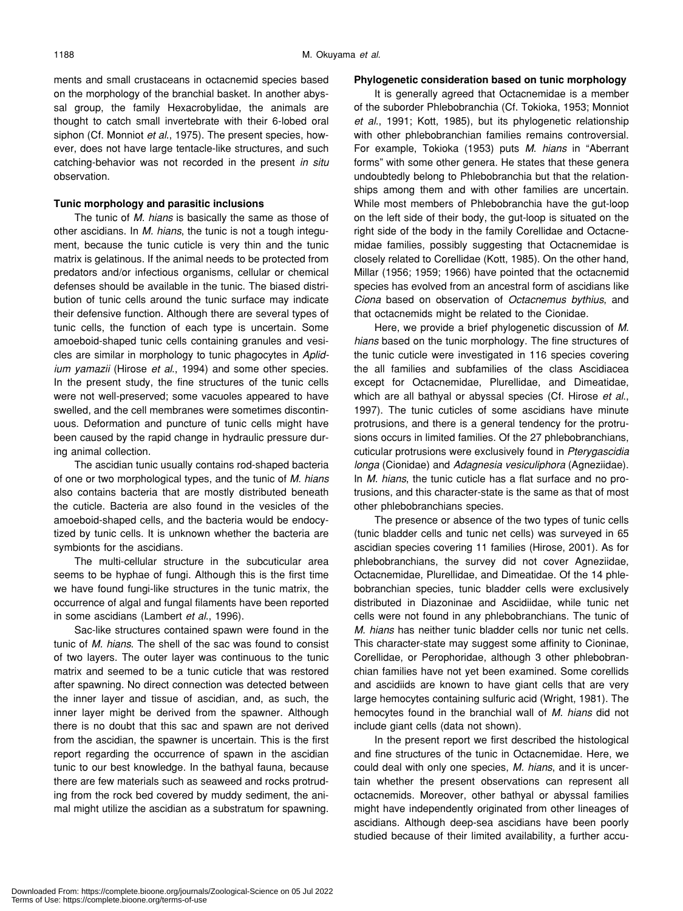ments and small crustaceans in octacnemid species based on the morphology of the branchial basket. In another abyssal group, the family Hexacrobylidae, the animals are thought to catch small invertebrate with their 6-lobed oral siphon (Cf. Monniot *et al.*, 1975). The present species, however, does not have large tentacle-like structures, and such catching-behavior was not recorded in the present *in situ* observation.

**Tunic morphology and parasitic inclusions**

The tunic of *M. hians* is basically the same as those of other ascidians. In *M. hians*, the tunic is not a tough integument, because the tunic cuticle is very thin and the tunic matrix is gelatinous. If the animal needs to be protected from predators and/or infectious organisms, cellular or chemical defenses should be available in the tunic. The biased distribution of tunic cells around the tunic surface may indicate their defensive function. Although there are several types of tunic cells, the function of each type is uncertain. Some amoeboid-shaped tunic cells containing granules and vesicles are similar in morphology to tunic phagocytes in *Aplidium yamazii* (Hirose *et al.*, 1994) and some other species. In the present study, the fine structures of the tunic cells were not well-preserved; some vacuoles appeared to have swelled, and the cell membranes were sometimes discontinuous. Deformation and puncture of tunic cells might have been caused by the rapid change in hydraulic pressure during animal collection.

The ascidian tunic usually contains rod-shaped bacteria of one or two morphological types, and the tunic of *M. hians* also contains bacteria that are mostly distributed beneath the cuticle. Bacteria are also found in the vesicles of the amoeboid-shaped cells, and the bacteria would be endocytized by tunic cells. It is unknown whether the bacteria are symbionts for the ascidians.

The multi-cellular structure in the subcuticular area seems to be hyphae of fungi. Although this is the first time we have found fungi-like structures in the tunic matrix, the occurrence of algal and fungal filaments have been reported in some ascidians (Lambert *et al.*, 1996).

Sac-like structures contained spawn were found in the tunic of *M. hians*. The shell of the sac was found to consist of two layers. The outer layer was continuous to the tunic matrix and seemed to be a tunic cuticle that was restored after spawning. No direct connection was detected between the inner layer and tissue of ascidian, and, as such, the inner layer might be derived from the spawner. Although there is no doubt that this sac and spawn are not derived from the ascidian, the spawner is uncertain. This is the first report regarding the occurrence of spawn in the ascidian tunic to our best knowledge. In the bathyal fauna, because there are few materials such as seaweed and rocks protruding from the rock bed covered by muddy sediment, the animal might utilize the ascidian as a substratum for spawning.

**Phylogenetic consideration based on tunic morphology**

It is generally agreed that Octacnemidae is a member of the suborder Phlebobranchia (Cf. Tokioka, 1953; Monniot *et al.*, 1991; Kott, 1985), but its phylogenetic relationship with other phlebobranchian families remains controversial. For example, Tokioka (1953) puts *M. hians* in "Aberrant forms" with some other genera. He states that these genera undoubtedly belong to Phlebobranchia but that the relationships among them and with other families are uncertain. While most members of Phlebobranchia have the gut-loop on the left side of their body, the gut-loop is situated on the right side of the body in the family Corellidae and Octacnemidae families, possibly suggesting that Octacnemidae is closely related to Corellidae (Kott, 1985). On the other hand, Millar (1956; 1959; 1966) have pointed that the octacnemid species has evolved from an ancestral form of ascidians like *Ciona* based on observation of *Octacnemus bythius*, and that octacnemids might be related to the Cionidae.

Here, we provide a brief phylogenetic discussion of *M. hians* based on the tunic morphology. The fine structures of the tunic cuticle were investigated in 116 species covering the all families and subfamilies of the class Ascidiacea except for Octacnemidae, Plurellidae, and Dimeatidae, which are all bathyal or abyssal species (Cf. Hirose *et al.*, 1997). The tunic cuticles of some ascidians have minute protrusions, and there is a general tendency for the protrusions occurs in limited families. Of the 27 phlebobranchians, cuticular protrusions were exclusively found in *Pterygascidia longa* (Cionidae) and *Adagnesia vesiculiphora* (Agneziidae). In *M. hians*, the tunic cuticle has a flat surface and no protrusions, and this character-state is the same as that of most other phlebobranchians species.

The presence or absence of the two types of tunic cells (tunic bladder cells and tunic net cells) was surveyed in 65 ascidian species covering 11 families (Hirose, 2001). As for phlebobranchians, the survey did not cover Agneziidae, Octacnemidae, Plurellidae, and Dimeatidae. Of the 14 phlebobranchian species, tunic bladder cells were exclusively distributed in Diazoninae and Ascidiidae, while tunic net cells were not found in any phlebobranchians. The tunic of *M. hians* has neither tunic bladder cells nor tunic net cells. This character-state may suggest some affinity to Cioninae, Corellidae, or Perophoridae, although 3 other phlebobranchian families have not yet been examined. Some corellids and ascidiids are known to have giant cells that are very large hemocytes containing sulfuric acid (Wright, 1981). The hemocytes found in the branchial wall of *M. hians* did not include giant cells (data not shown).

In the present report we first described the histological and fine structures of the tunic in Octacnemidae. Here, we could deal with only one species, *M. hians*, and it is uncertain whether the present observations can represent all octacnemids. Moreover, other bathyal or abyssal families might have independently originated from other lineages of ascidians. Although deep-sea ascidians have been poorly studied because of their limited availability, a further accu-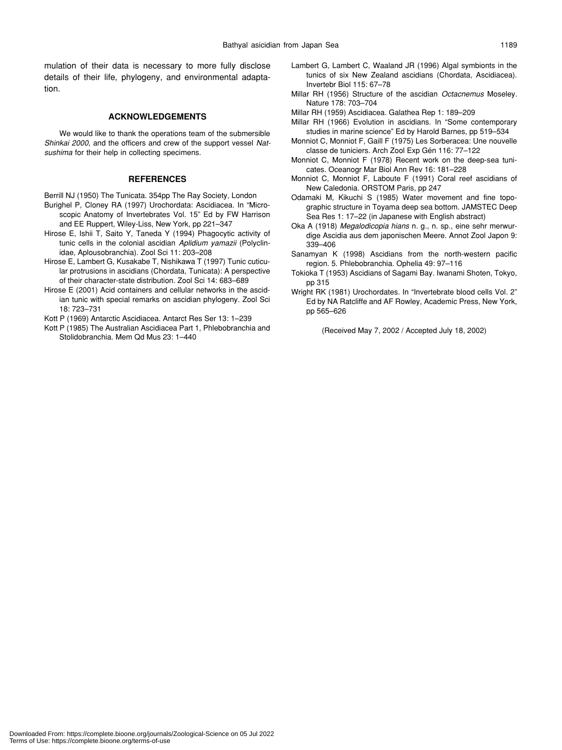mulation of their data is necessary to more fully disclose details of their life, phylogeny, and environmental adaptation.

## ACKNOWLEDGEMENTS

We would like to thank the operations team of the submersible *Shinkai 2000*, and the officers and crew of the support vessel *Natsushima* for their help in collecting specimens.

## REFERENCES

Berrill NJ (1950) The Tunicata. 354pp The Ray Society, London

Burighel P, Cloney RA (1997) Urochordata: Ascidiacea. In "Microscopic Anatomy of Invertebrates Vol. 15" Ed by FW Harrison and EE Ruppert, Wiley-Liss, New York, pp 221–347

Hirose E, Ishii T, Saito Y, Taneda Y (1994) Phagocytic activity of tunic cells in the colonial ascidian *Aplidium yamazii* (Polyclinidae, Aplousobranchia). Zool Sci 11: 203–208

Hirose E, Lambert G, Kusakabe T, Nishikawa T (1997) Tunic cuticular protrusions in ascidians (Chordata, Tunicata): A perspective of their character-state distribution. Zool Sci 14: 683–689

Hirose E (2001) Acid containers and cellular networks in the ascidian tunic with special remarks on ascidian phylogeny. Zool Sci 18: 723–731

Kott P (1969) Antarctic Ascidiacea. Antarct Res Ser 13: 1–239

Kott P (1985) The Australian Ascidiacea Part 1, Phlebobranchia and Stolidobranchia. Mem Qd Mus 23: 1–440

Lambert G, Lambert C, Waaland JR (1996) Algal symbionts in the tunics of six New Zealand ascidians (Chordata, Ascidiacea). Invertebr Biol 115: 67–78

Millar RH (1956) Structure of the ascidian *Octacnemus* Moseley. Nature 178: 703–704

Millar RH (1959) Ascidiacea. Galathea Rep 1: 189–209

Millar RH (1966) Evolution in ascidians. In "Some contemporary studies in marine science" Ed by Harold Barnes, pp 519–534

Monniot C, Monniot F, Gaill F (1975) Les Sorberacea: Une nouvelle classe de tuniciers. Arch Zool Exp Gén 116: 77–122

Monniot C, Monniot F (1978) Recent work on the deep-sea tunicates. Oceanogr Mar Biol Ann Rev 16: 181–228

Monniot C, Monniot F, Laboute F (1991) Coral reef ascidians of New Caledonia. ORSTOM Paris, pp 247

Odamaki M, Kikuchi S (1985) Water movement and fine topographic structure in Toyama deep sea bottom. JAMSTEC Deep Sea Res 1: 17–22 (in Japanese with English abstract)

Oka A (1918) *Megalodicopia hians* n. g., n. sp., eine sehr merwurdige Ascidia aus dem japonischen Meere. Annot Zool Japon 9: 339–406

Sanamyan K (1998) Ascidians from the north-western pacific region. 5. Phlebobranchia. Ophelia 49: 97–116

Tokioka T (1953) Ascidians of Sagami Bay. Iwanami Shoten, Tokyo, pp 315

Wright RK (1981) Urochordates. In "Invertebrate blood cells Vol. 2" Ed by NA Ratcliffe and AF Rowley, Academic Press, New York, pp 565–626

(Received May 7, 2002 / Accepted July 18, 2002)